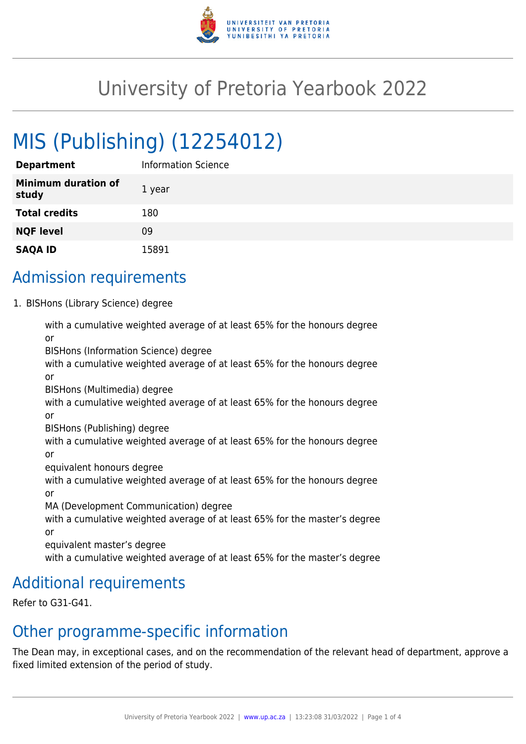# University of Pretoria Yearbook 2022

# MIS (Publishing) (12254012)

| | |
|---|---|
| **Department** | Information Science |
| **Minimum duration of study** | 1 year |
| **Total credits** | 180 |
| **NQF level** | 09 |
| **SAQA ID** | 15891 |

## Admission requirements

1. BISHons (Library Science) degree

   with a cumulative weighted average of at least 65% for the honours degree
   or
   BISHons (Information Science) degree
   with a cumulative weighted average of at least 65% for the honours degree
   or
   BISHons (Multimedia) degree
   with a cumulative weighted average of at least 65% for the honours degree
   or
   BISHons (Publishing) degree
   with a cumulative weighted average of at least 65% for the honours degree
   or
   equivalent honours degree
   with a cumulative weighted average of at least 65% for the honours degree
   or
   MA (Development Communication) degree
   with a cumulative weighted average of at least 65% for the master's degree
   or
   equivalent master's degree
   with a cumulative weighted average of at least 65% for the master's degree

## Additional requirements

Refer to G31-G41.

## Other programme-specific information

The Dean may, in exceptional cases, and on the recommendation of the relevant head of department, approve a fixed limited extension of the period of study.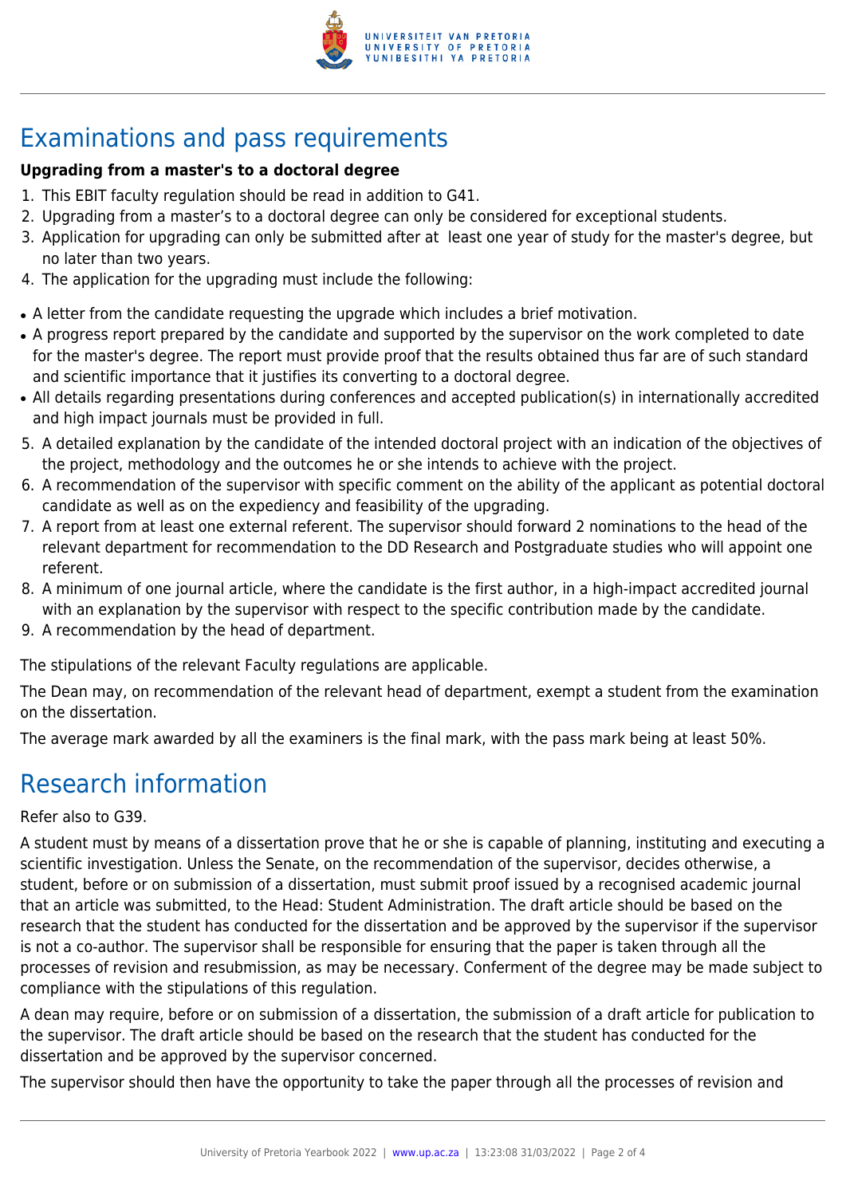# Examinations and pass requirements

**Upgrading from a master's to a doctoral degree**

1. This EBIT faculty regulation should be read in addition to G41.
2. Upgrading from a master's to a doctoral degree can only be considered for exceptional students.
3. Application for upgrading can only be submitted after at least one year of study for the master's degree, but no later than two years.
4. The application for the upgrading must include the following:

- A letter from the candidate requesting the upgrade which includes a brief motivation.
- A progress report prepared by the candidate and supported by the supervisor on the work completed to date for the master's degree. The report must provide proof that the results obtained thus far are of such standard and scientific importance that it justifies its converting to a doctoral degree.
- All details regarding presentations during conferences and accepted publication(s) in internationally accredited and high impact journals must be provided in full.

5. A detailed explanation by the candidate of the intended doctoral project with an indication of the objectives of the project, methodology and the outcomes he or she intends to achieve with the project.
6. A recommendation of the supervisor with specific comment on the ability of the applicant as potential doctoral candidate as well as on the expediency and feasibility of the upgrading.
7. A report from at least one external referent. The supervisor should forward 2 nominations to the head of the relevant department for recommendation to the DD Research and Postgraduate studies who will appoint one referent.
8. A minimum of one journal article, where the candidate is the first author, in a high-impact accredited journal with an explanation by the supervisor with respect to the specific contribution made by the candidate.
9. A recommendation by the head of department.

The stipulations of the relevant Faculty regulations are applicable.

The Dean may, on recommendation of the relevant head of department, exempt a student from the examination on the dissertation.

The average mark awarded by all the examiners is the final mark, with the pass mark being at least 50%.

# Research information

Refer also to G39.

A student must by means of a dissertation prove that he or she is capable of planning, instituting and executing a scientific investigation. Unless the Senate, on the recommendation of the supervisor, decides otherwise, a student, before or on submission of a dissertation, must submit proof issued by a recognised academic journal that an article was submitted, to the Head: Student Administration. The draft article should be based on the research that the student has conducted for the dissertation and be approved by the supervisor if the supervisor is not a co-author. The supervisor shall be responsible for ensuring that the paper is taken through all the processes of revision and resubmission, as may be necessary. Conferment of the degree may be made subject to compliance with the stipulations of this regulation.

A dean may require, before or on submission of a dissertation, the submission of a draft article for publication to the supervisor. The draft article should be based on the research that the student has conducted for the dissertation and be approved by the supervisor concerned.

The supervisor should then have the opportunity to take the paper through all the processes of revision and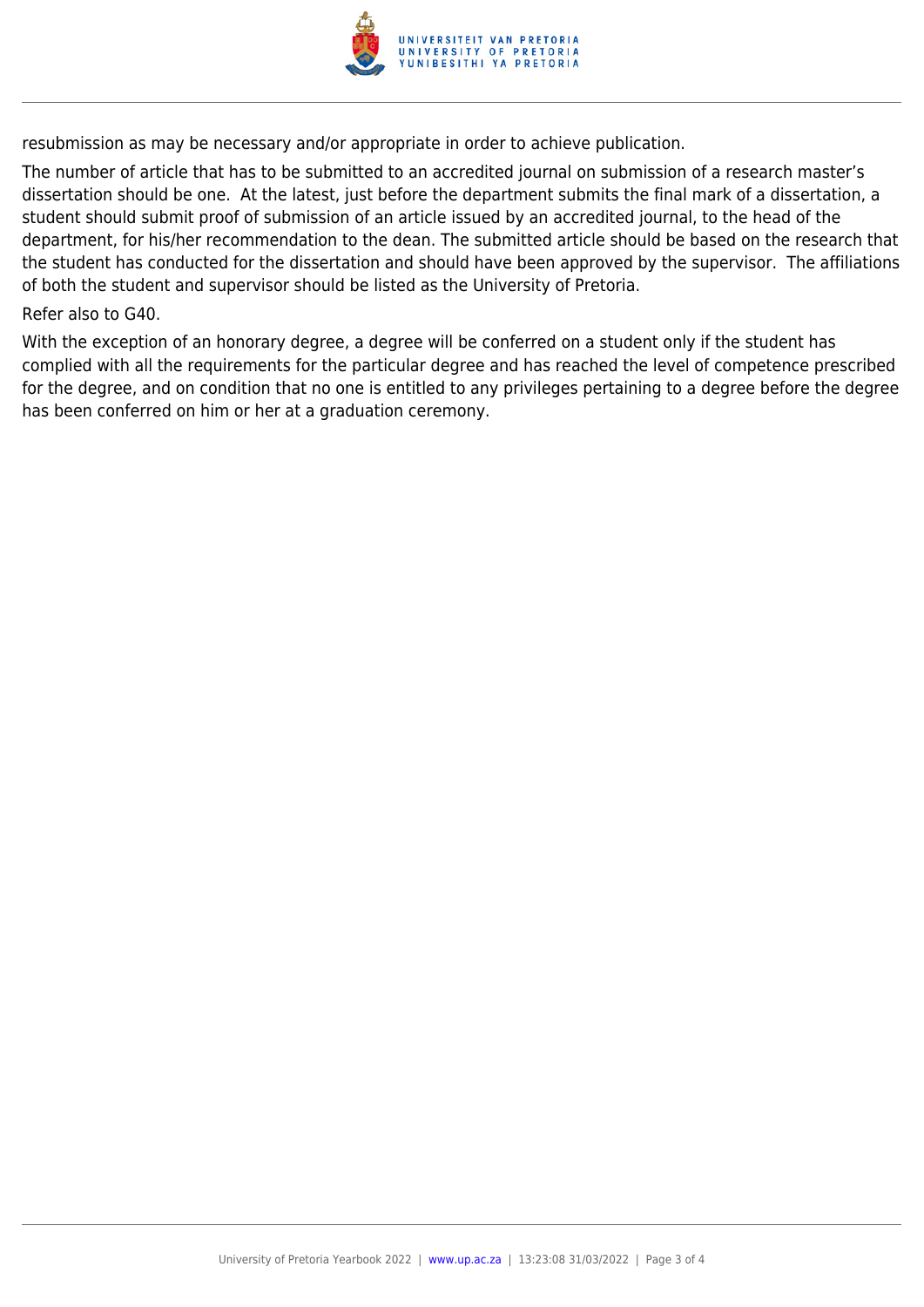resubmission as may be necessary and/or appropriate in order to achieve publication.

The number of article that has to be submitted to an accredited journal on submission of a research master's dissertation should be one. At the latest, just before the department submits the final mark of a dissertation, a student should submit proof of submission of an article issued by an accredited journal, to the head of the department, for his/her recommendation to the dean. The submitted article should be based on the research that the student has conducted for the dissertation and should have been approved by the supervisor. The affiliations of both the student and supervisor should be listed as the University of Pretoria.

Refer also to G40.

With the exception of an honorary degree, a degree will be conferred on a student only if the student has complied with all the requirements for the particular degree and has reached the level of competence prescribed for the degree, and on condition that no one is entitled to any privileges pertaining to a degree before the degree has been conferred on him or her at a graduation ceremony.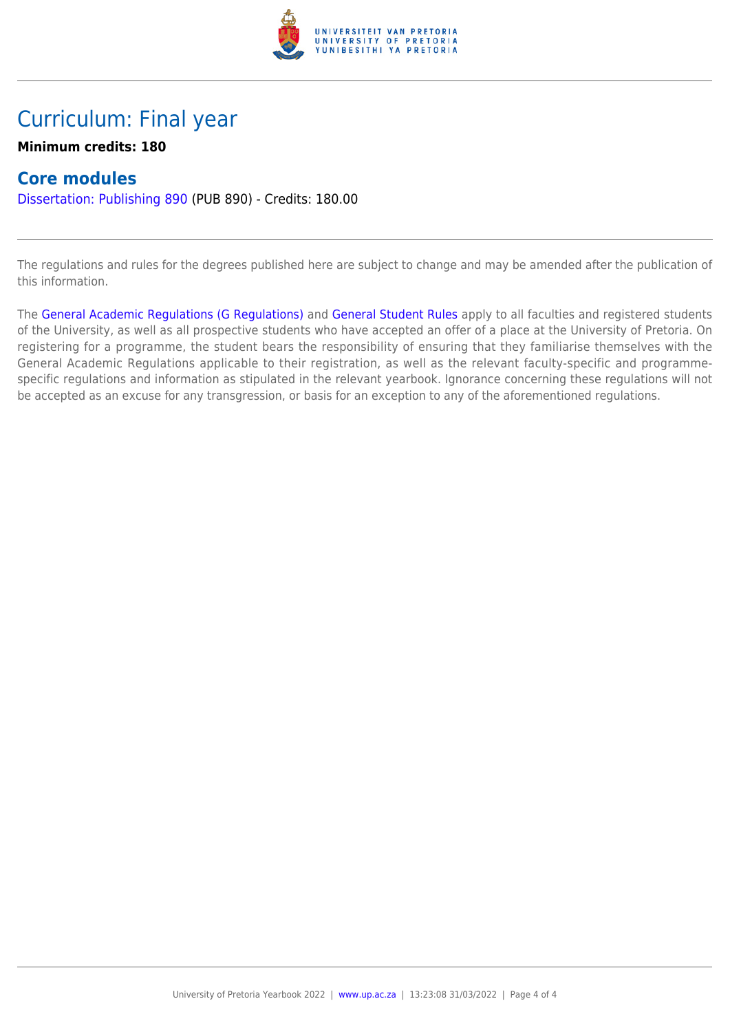# Curriculum: Final year

**Minimum credits: 180**

## Core modules

Dissertation: Publishing 890 (PUB 890) - Credits: 180.00

The regulations and rules for the degrees published here are subject to change and may be amended after the publication of this information.

The General Academic Regulations (G Regulations) and General Student Rules apply to all faculties and registered students of the University, as well as all prospective students who have accepted an offer of a place at the University of Pretoria. On registering for a programme, the student bears the responsibility of ensuring that they familiarise themselves with the General Academic Regulations applicable to their registration, as well as the relevant faculty-specific and programme-specific regulations and information as stipulated in the relevant yearbook. Ignorance concerning these regulations will not be accepted as an excuse for any transgression, or basis for an exception to any of the aforementioned regulations.